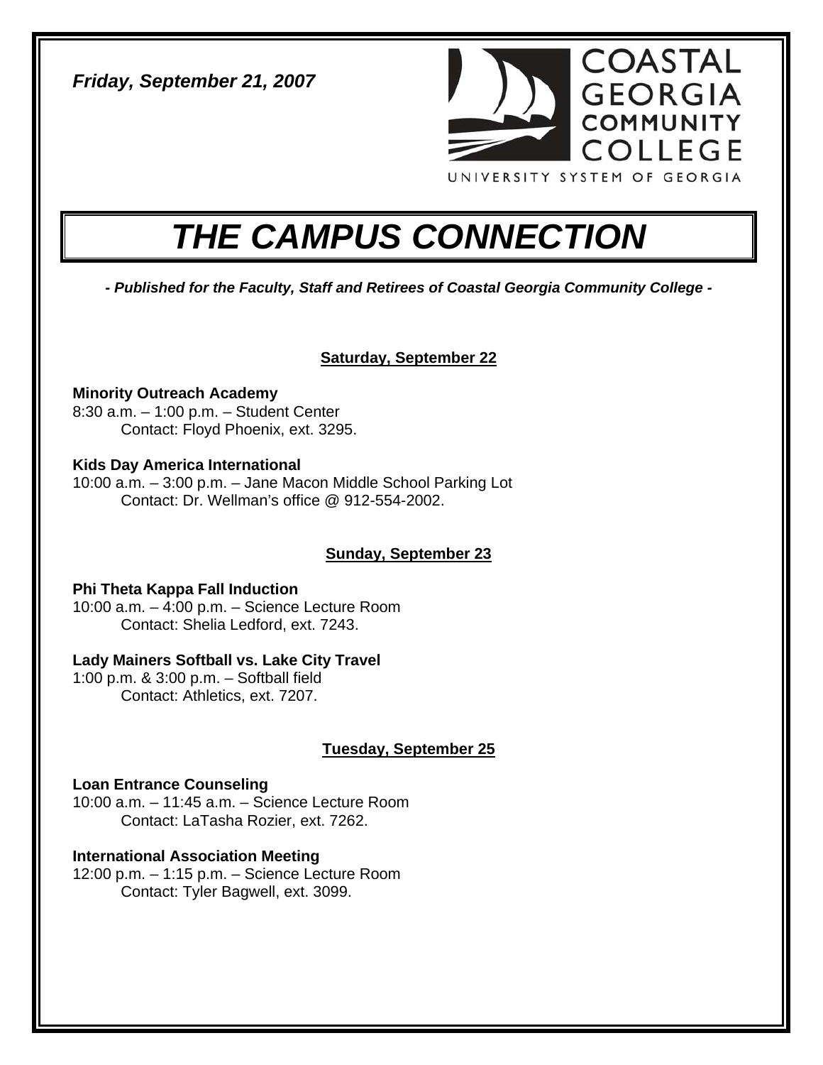*Friday, September 21, 2007*

COASTAL GEORGIA COMMUNITY COLLEGE

UNIVERSITY SYSTEM OF GEORGIA

# *THE CAMPUS CONNECTION*

***- Published for the Faculty, Staff and Retirees of Coastal Georgia Community College -***

## Saturday, September 22

**Minority Outreach Academy**
8:30 a.m. – 1:00 p.m. – Student Center
Contact: Floyd Phoenix, ext. 3295.

**Kids Day America International**
10:00 a.m. – 3:00 p.m. – Jane Macon Middle School Parking Lot
Contact: Dr. Wellman's office @ 912-554-2002.

## Sunday, September 23

**Phi Theta Kappa Fall Induction**
10:00 a.m. – 4:00 p.m. – Science Lecture Room
Contact: Shelia Ledford, ext. 7243.

**Lady Mainers Softball vs. Lake City Travel**
1:00 p.m. & 3:00 p.m. – Softball field
Contact: Athletics, ext. 7207.

## Tuesday, September 25

**Loan Entrance Counseling**
10:00 a.m. – 11:45 a.m. – Science Lecture Room
Contact: LaTasha Rozier, ext. 7262.

**International Association Meeting**
12:00 p.m. – 1:15 p.m. – Science Lecture Room
Contact: Tyler Bagwell, ext. 3099.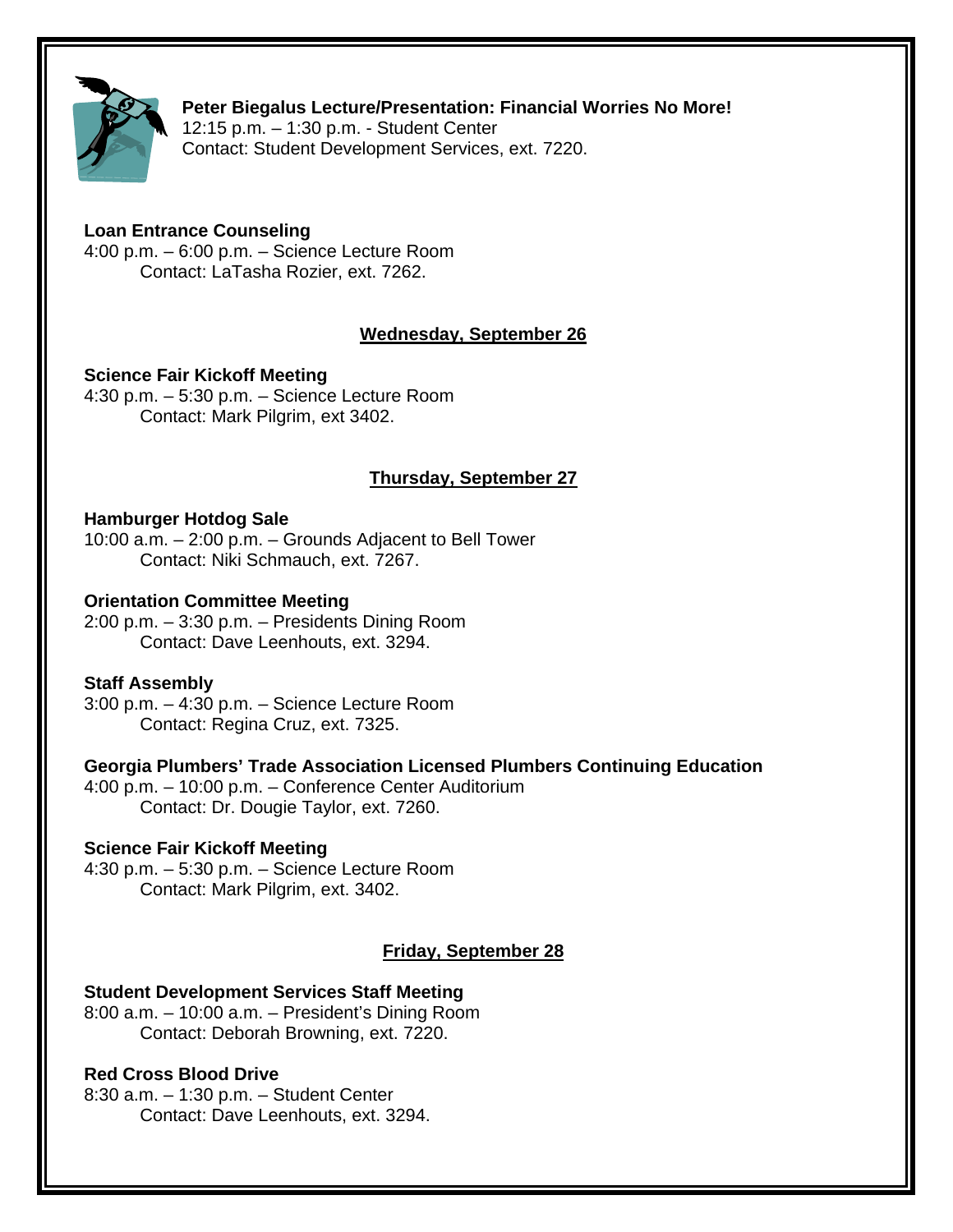**Peter Biegalus Lecture/Presentation: Financial Worries No More!**
12:15 p.m. – 1:30 p.m. - Student Center
Contact: Student Development Services, ext. 7220.

**Loan Entrance Counseling**
4:00 p.m. – 6:00 p.m. – Science Lecture Room
Contact: LaTasha Rozier, ext. 7262.

## Wednesday, September 26

**Science Fair Kickoff Meeting**
4:30 p.m. – 5:30 p.m. – Science Lecture Room
Contact: Mark Pilgrim, ext 3402.

## Thursday, September 27

**Hamburger Hotdog Sale**
10:00 a.m. – 2:00 p.m. – Grounds Adjacent to Bell Tower
Contact: Niki Schmauch, ext. 7267.

**Orientation Committee Meeting**
2:00 p.m. – 3:30 p.m. – Presidents Dining Room
Contact: Dave Leenhouts, ext. 3294.

**Staff Assembly**
3:00 p.m. – 4:30 p.m. – Science Lecture Room
Contact: Regina Cruz, ext. 7325.

**Georgia Plumbers' Trade Association Licensed Plumbers Continuing Education**
4:00 p.m. – 10:00 p.m. – Conference Center Auditorium
Contact: Dr. Dougie Taylor, ext. 7260.

**Science Fair Kickoff Meeting**
4:30 p.m. – 5:30 p.m. – Science Lecture Room
Contact: Mark Pilgrim, ext. 3402.

## Friday, September 28

**Student Development Services Staff Meeting**
8:00 a.m. – 10:00 a.m. – President's Dining Room
Contact: Deborah Browning, ext. 7220.

**Red Cross Blood Drive**
8:30 a.m. – 1:30 p.m. – Student Center
Contact: Dave Leenhouts, ext. 3294.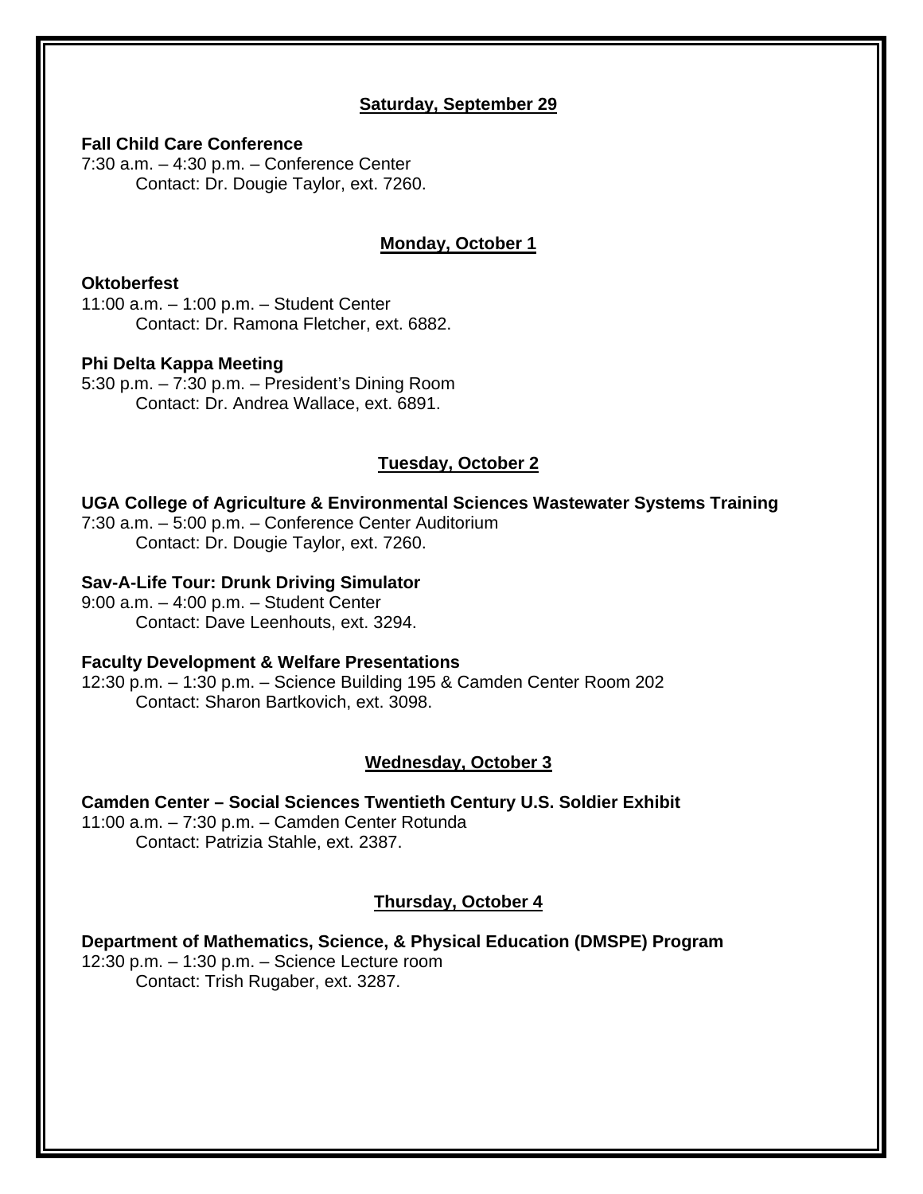## Saturday, September 29

**Fall Child Care Conference**
7:30 a.m. – 4:30 p.m. – Conference Center
Contact: Dr. Dougie Taylor, ext. 7260.

## Monday, October 1

**Oktoberfest**
11:00 a.m. – 1:00 p.m. – Student Center
Contact: Dr. Ramona Fletcher, ext. 6882.

**Phi Delta Kappa Meeting**
5:30 p.m. – 7:30 p.m. – President's Dining Room
Contact: Dr. Andrea Wallace, ext. 6891.

## Tuesday, October 2

**UGA College of Agriculture & Environmental Sciences Wastewater Systems Training**
7:30 a.m. – 5:00 p.m. – Conference Center Auditorium
Contact: Dr. Dougie Taylor, ext. 7260.

**Sav-A-Life Tour: Drunk Driving Simulator**
9:00 a.m. – 4:00 p.m. – Student Center
Contact: Dave Leenhouts, ext. 3294.

**Faculty Development & Welfare Presentations**
12:30 p.m. – 1:30 p.m. – Science Building 195 & Camden Center Room 202
Contact: Sharon Bartkovich, ext. 3098.

## Wednesday, October 3

**Camden Center – Social Sciences Twentieth Century U.S. Soldier Exhibit**
11:00 a.m. – 7:30 p.m. – Camden Center Rotunda
Contact: Patrizia Stahle, ext. 2387.

## Thursday, October 4

**Department of Mathematics, Science, & Physical Education (DMSPE) Program**
12:30 p.m. – 1:30 p.m. – Science Lecture room
Contact: Trish Rugaber, ext. 3287.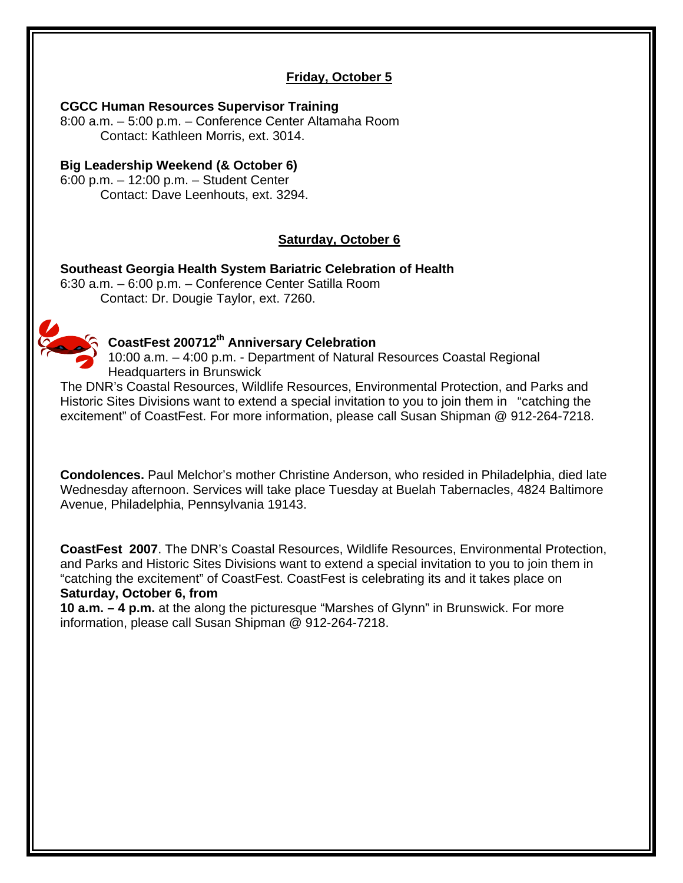## Friday, October 5

**CGCC Human Resources Supervisor Training**
8:00 a.m. – 5:00 p.m. – Conference Center Altamaha Room
Contact: Kathleen Morris, ext. 3014.

**Big Leadership Weekend (& October 6)**
6:00 p.m. – 12:00 p.m. – Student Center
Contact: Dave Leenhouts, ext. 3294.

## Saturday, October 6

**Southeast Georgia Health System Bariatric Celebration of Health**
6:30 a.m. – 6:00 p.m. – Conference Center Satilla Room
Contact: Dr. Dougie Taylor, ext. 7260.

**CoastFest 200712th Anniversary Celebration**
10:00 a.m. – 4:00 p.m. - Department of Natural Resources Coastal Regional Headquarters in Brunswick
The DNR's Coastal Resources, Wildlife Resources, Environmental Protection, and Parks and Historic Sites Divisions want to extend a special invitation to you to join them in "catching the excitement" of CoastFest. For more information, please call Susan Shipman @ 912-264-7218.

**Condolences.** Paul Melchor's mother Christine Anderson, who resided in Philadelphia, died late Wednesday afternoon. Services will take place Tuesday at Buelah Tabernacles, 4824 Baltimore Avenue, Philadelphia, Pennsylvania 19143.

**CoastFest 2007**. The DNR's Coastal Resources, Wildlife Resources, Environmental Protection, and Parks and Historic Sites Divisions want to extend a special invitation to you to join them in "catching the excitement" of CoastFest. CoastFest is celebrating its and it takes place on **Saturday, October 6, from**
**10 a.m. – 4 p.m.** at the along the picturesque "Marshes of Glynn" in Brunswick. For more information, please call Susan Shipman @ 912-264-7218.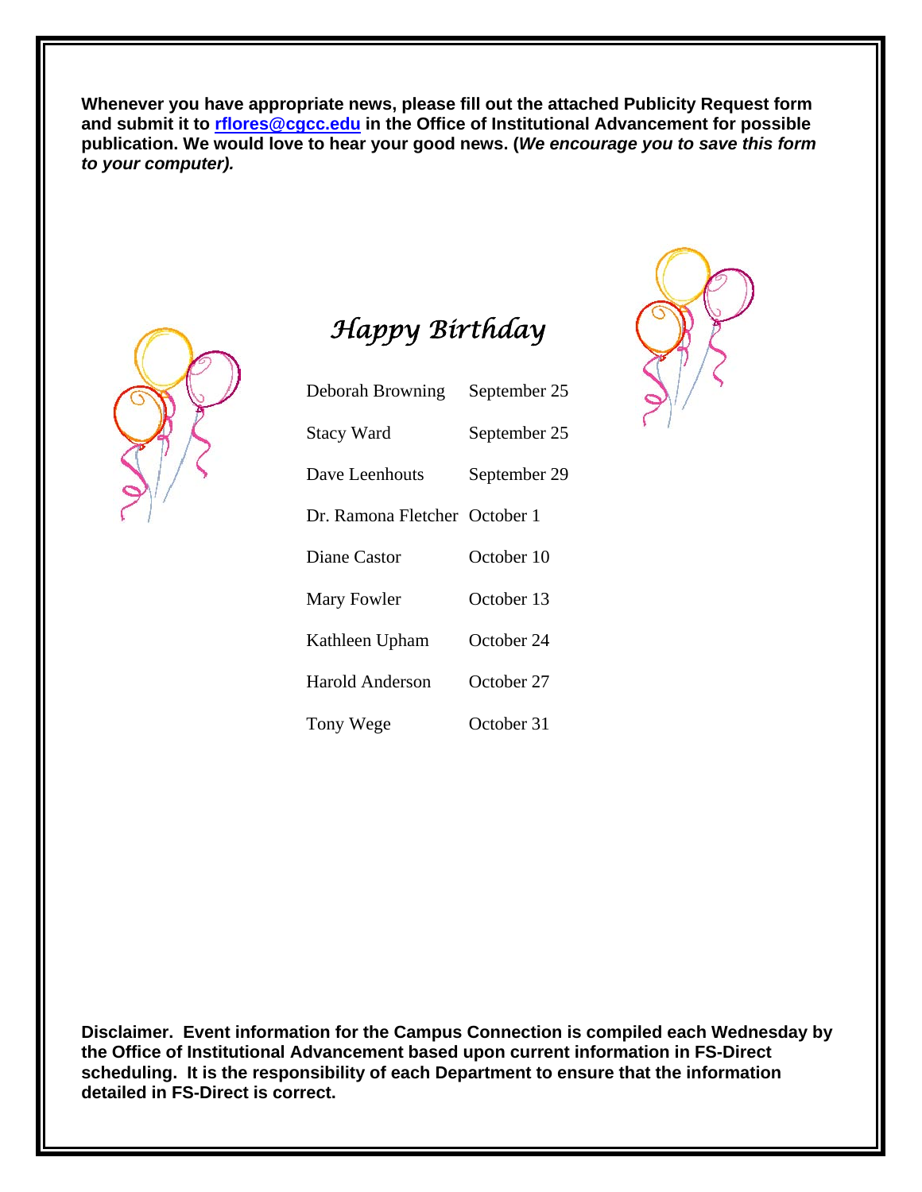**Whenever you have appropriate news, please fill out the attached Publicity Request form and submit it to [rflores@cgcc.edu](mailto:rflores@cgcc.edu) in the Office of Institutional Advancement for possible publication. We would love to hear your good news. (*We encourage you to save this form to your computer).***

## *Happy Birthday*

| | |
|---|---|
| Deborah Browning | September 25 |
| Stacy Ward | September 25 |
| Dave Leenhouts | September 29 |
| Dr. Ramona Fletcher | October 1 |
| Diane Castor | October 10 |
| Mary Fowler | October 13 |
| Kathleen Upham | October 24 |
| Harold Anderson | October 27 |
| Tony Wege | October 31 |

**Disclaimer. Event information for the Campus Connection is compiled each Wednesday by the Office of Institutional Advancement based upon current information in FS-Direct scheduling. It is the responsibility of each Department to ensure that the information detailed in FS-Direct is correct.**